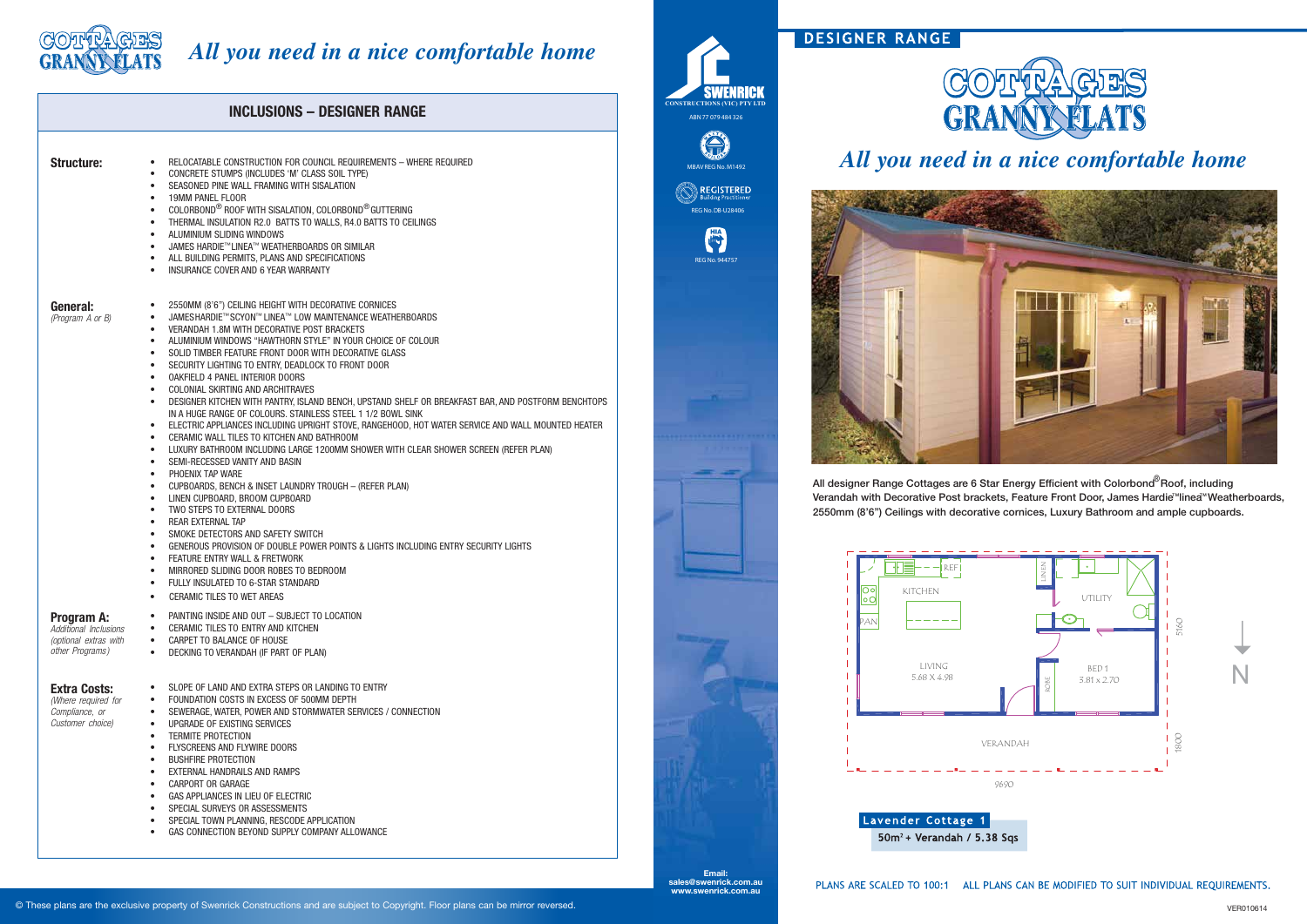# COTTAGES & GRANNY FLATS

*All you need in a nice comfortable home*

## INCLUSIONS – DESIGNER RANGE

**Structure:**

- RELOCATABLE CONSTRUCTION FOR COUNCIL REQUIREMENTS – WHERE REQUIRED
- CONCRETE STUMPS (INCLUDES 'M' CLASS SOIL TYPE)
- SEASONED PINE WALL FRAMING WITH SISALATION
- 19MM PANEL FLOOR
- COLORBOND® ROOF WITH SISALATION, COLORBOND® GUTTERING
- THERMAL INSULATION R2.0 BATTS TO WALLS, R4.0 BATTS TO CEILINGS
- ALUMINIUM SLIDING WINDOWS
- JAMES HARDIE™ LINEA™ WEATHERBOARDS OR SIMILAR
- ALL BUILDING PERMITS, PLANS AND SPECIFICATIONS
- INSURANCE COVER AND 6 YEAR WARRANTY

**General:**
*(Program A or B)*

- 2550MM (8'6") CEILING HEIGHT WITH DECORATIVE CORNICES
- JAMESHARDIE™ SCYON™ LINEA™ LOW MAINTENANCE WEATHERBOARDS
- VERANDAH 1.8M WITH DECORATIVE POST BRACKETS
- ALUMINIUM WINDOWS "HAWTHORN STYLE" IN YOUR CHOICE OF COLOUR
- SOLID TIMBER FEATURE FRONT DOOR WITH DECORATIVE GLASS
- SECURITY LIGHTING TO ENTRY, DEADLOCK TO FRONT DOOR
- OAKFIELD 4 PANEL INTERIOR DOORS
- COLONIAL SKIRTING AND ARCHITRAVES
- DESIGNER KITCHEN WITH PANTRY, ISLAND BENCH, UPSTAND SHELF OR BREAKFAST BAR, AND POSTFORM BENCHTOPS IN A HUGE RANGE OF COLOURS. STAINLESS STEEL 1 1/2 BOWL SINK
- ELECTRIC APPLIANCES INCLUDING UPRIGHT STOVE, RANGEHOOD, HOT WATER SERVICE AND WALL MOUNTED HEATER
- CERAMIC WALL TILES TO KITCHEN AND BATHROOM
- LUXURY BATHROOM INCLUDING LARGE 1200MM SHOWER WITH CLEAR SHOWER SCREEN (REFER PLAN)
- SEMI-RECESSED VANITY AND BASIN
- PHOENIX TAP WARE
- CUPBOARDS, BENCH & INSET LAUNDRY TROUGH – (REFER PLAN)
- LINEN CUPBOARD, BROOM CUPBOARD
- TWO STEPS TO EXTERNAL DOORS
- REAR EXTERNAL TAP
- SMOKE DETECTORS AND SAFETY SWITCH
- GENEROUS PROVISION OF DOUBLE POWER POINTS & LIGHTS INCLUDING ENTRY SECURITY LIGHTS
- FEATURE ENTRY WALL & FRETWORK
- MIRRORED SLIDING DOOR ROBES TO BEDROOM
- FULLY INSULATED TO 6-STAR STANDARD
- CERAMIC TILES TO WET AREAS

**Program A:**
*Additional Inclusions (optional extras with other Programs)*

- PAINTING INSIDE AND OUT – SUBJECT TO LOCATION
- CERAMIC TILES TO ENTRY AND KITCHEN
- CARPET TO BALANCE OF HOUSE
- DECKING TO VERANDAH (IF PART OF PLAN)

**Extra Costs:**
*(Where required for Compliance, or Customer choice)*

- SLOPE OF LAND AND EXTRA STEPS OR LANDING TO ENTRY
- FOUNDATION COSTS IN EXCESS OF 500MM DEPTH
- SEWERAGE, WATER, POWER AND STORMWATER SERVICES / CONNECTION
- UPGRADE OF EXISTING SERVICES
- TERMITE PROTECTION
- FLYSCREENS AND FLYWIRE DOORS
- BUSHFIRE PROTECTION
- EXTERNAL HANDRAILS AND RAMPS
- CARPORT OR GARAGE
- GAS APPLIANCES IN LIEU OF ELECTRIC
- SPECIAL SURVEYS OR ASSESSMENTS
- SPECIAL TOWN PLANNING, RESCODE APPLICATION
- GAS CONNECTION BEYOND SUPPLY COMPANY ALLOWANCE

© These plans are the exclusive property of Swenrick Constructions and are subject to Copyright. Floor plans can be mirror reversed.

SWENRICK CONSTRUCTIONS (VIC) PTY LTD
ABN 77 079 484 326

MBAV REG No. M1492

REGISTERED Building Practitioner
REG No. DB-U28406

HIA
REG No. 944757

**Email:**
**sales@swenrick.com.au**
**www.swenrick.com.au**

## DESIGNER RANGE

# COTTAGES & GRANNY FLATS

*All you need in a nice comfortable home*

**All designer Range Cottages are 6 Star Energy Efficient with Colorbond® Roof, including Verandah with Decorative Post brackets, Feature Front Door, James Hardie™ linea™ Weatherboards, 2550mm (8'6") Ceilings with decorative cornices, Luxury Bathroom and ample cupboards.**

REF
LINEN
KITCHEN
UTILITY
PAN
LIVING
5.68 X 4.98
ROBE
BED 1
3.81 x 2.70
VERANDAH
5160
1800
9690
N

**Lavender Cottage 1**
**50m² + Verandah / 5.38 Sqs**

PLANS ARE SCALED TO 100:1 ALL PLANS CAN BE MODIFIED TO SUIT INDIVIDUAL REQUIREMENTS.

VER010614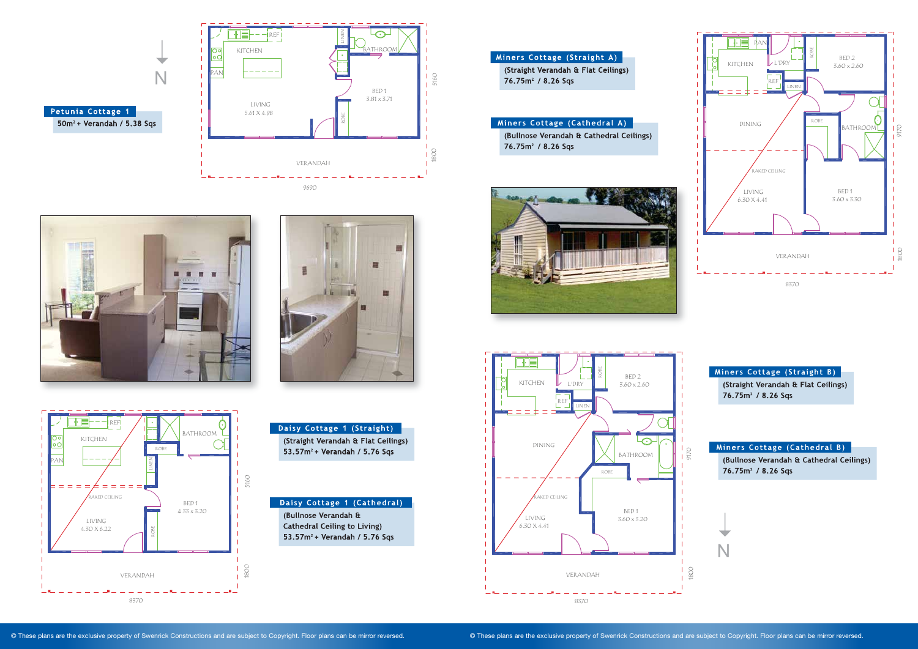## Petunia Cottage 1

50m² + Verandah / 5.38 Sqs

N

KITCHEN

PAN

REF

LINEN

BATHROOM

BED 1
3.81 x 3.71

ROBE

LIVING
5.61 X 4.98

VERANDAH

9690

5160

1800

## Daisy Cottage 1 (Straight)

(Straight Verandah & Flat Ceilings)
53.57m² + Verandah / 5.76 Sqs

## Daisy Cottage 1 (Cathedral)

(Bullnose Verandah & Cathedral Ceiling to Living)
53.57m² + Verandah / 5.76 Sqs

KITCHEN

PAN

REF

BATHROOM

ROBE

LINEN

RAKED CEILING

BED 1
4.33 x 3.20

LIVING
4.30 X 6.22

ROBE

VERANDAH

8370

5160

1800

## Miners Cottage (Straight A)

(Straight Verandah & Flat Ceilings)
76.75m² / 8.26 Sqs

## Miners Cottage (Cathedral A)

(Bullnose Verandah & Cathedral Ceilings)
76.75m² / 8.26 Sqs

KITCHEN

PAN

L'DRY

ROBE

BED 2
3.60 x 2.60

REF

LINEN

DINING

ROBE

BATHROOM

RAKED CEILING

LIVING
6.30 X 4.41

BED 1
3.60 x 3.30

VERANDAH

8370

9170

1800

## Miners Cottage (Straight B)

(Straight Verandah & Flat Ceilings)
76.75m² / 8.26 Sqs

## Miners Cottage (Cathedral B)

(Bullnose Verandah & Cathedral Ceilings)
76.75m² / 8.26 Sqs

KITCHEN

L'DRY

ROBE

BED 2
3.60 x 2.60

REF

LINEN

DINING

BATHROOM

ROBE

RAKED CEILING

LIVING
6.30 X 4.41

BED 1
3.60 x 3.20

VERANDAH

8370

9170

1800

N

© These plans are the exclusive property of Swenrick Constructions and are subject to Copyright. Floor plans can be mirror reversed.